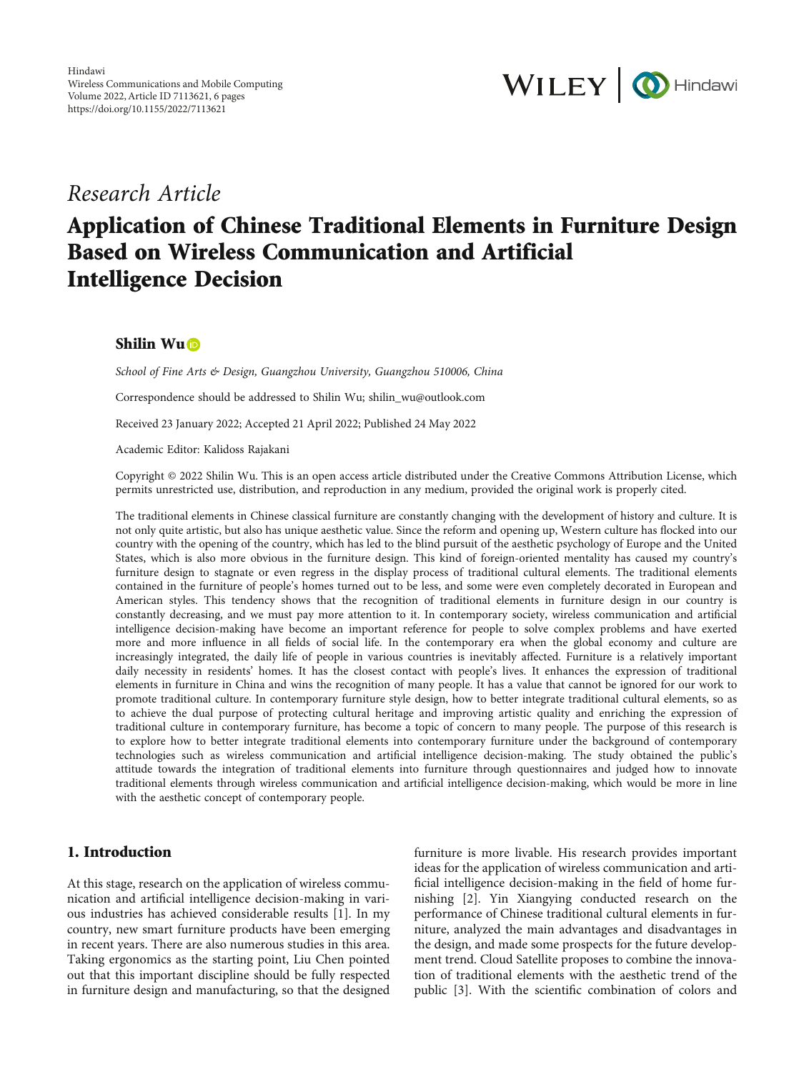*Research Article*

# Application of Chinese Traditional Elements in Furniture Design Based on Wireless Communication and Artificial Intelligence Decision

**Shilin Wu**

*School of Fine Arts & Design, Guangzhou University, Guangzhou 510006, China*

Correspondence should be addressed to Shilin Wu; shilin_wu@outlook.com

Received 23 January 2022; Accepted 21 April 2022; Published 24 May 2022

Academic Editor: Kalidoss Rajakani

Copyright © 2022 Shilin Wu. This is an open access article distributed under the Creative Commons Attribution License, which permits unrestricted use, distribution, and reproduction in any medium, provided the original work is properly cited.

The traditional elements in Chinese classical furniture are constantly changing with the development of history and culture. It is not only quite artistic, but also has unique aesthetic value. Since the reform and opening up, Western culture has flocked into our country with the opening of the country, which has led to the blind pursuit of the aesthetic psychology of Europe and the United States, which is also more obvious in the furniture design. This kind of foreign-oriented mentality has caused my country's furniture design to stagnate or even regress in the display process of traditional cultural elements. The traditional elements contained in the furniture of people's homes turned out to be less, and some were even completely decorated in European and American styles. This tendency shows that the recognition of traditional elements in furniture design in our country is constantly decreasing, and we must pay more attention to it. In contemporary society, wireless communication and artificial intelligence decision-making have become an important reference for people to solve complex problems and have exerted more and more influence in all fields of social life. In the contemporary era when the global economy and culture are increasingly integrated, the daily life of people in various countries is inevitably affected. Furniture is a relatively important daily necessity in residents' homes. It has the closest contact with people's lives. It enhances the expression of traditional elements in furniture in China and wins the recognition of many people. It has a value that cannot be ignored for our work to promote traditional culture. In contemporary furniture style design, how to better integrate traditional cultural elements, so as to achieve the dual purpose of protecting cultural heritage and improving artistic quality and enriching the expression of traditional culture in contemporary furniture, has become a topic of concern to many people. The purpose of this research is to explore how to better integrate traditional elements into contemporary furniture under the background of contemporary technologies such as wireless communication and artificial intelligence decision-making. The study obtained the public's attitude towards the integration of traditional elements into furniture through questionnaires and judged how to innovate traditional elements through wireless communication and artificial intelligence decision-making, which would be more in line with the aesthetic concept of contemporary people.

## 1. Introduction

At this stage, research on the application of wireless communication and artificial intelligence decision-making in various industries has achieved considerable results [1]. In my country, new smart furniture products have been emerging in recent years. There are also numerous studies in this area. Taking ergonomics as the starting point, Liu Chen pointed out that this important discipline should be fully respected in furniture design and manufacturing, so that the designed furniture is more livable. His research provides important ideas for the application of wireless communication and artificial intelligence decision-making in the field of home furnishing [2]. Yin Xiangying conducted research on the performance of Chinese traditional cultural elements in furniture, analyzed the main advantages and disadvantages in the design, and made some prospects for the future development trend. Cloud Satellite proposes to combine the innovation of traditional elements with the aesthetic trend of the public [3]. With the scientific combination of colors and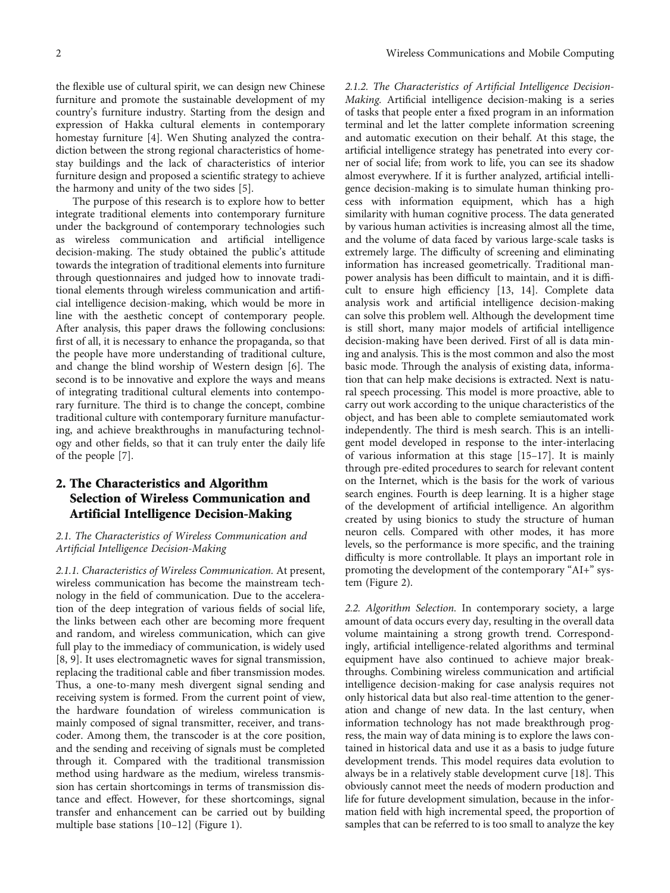the flexible use of cultural spirit, we can design new Chinese furniture and promote the sustainable development of my country's furniture industry. Starting from the design and expression of Hakka cultural elements in contemporary homestay furniture [4]. Wen Shuting analyzed the contradiction between the strong regional characteristics of homestay buildings and the lack of characteristics of interior furniture design and proposed a scientific strategy to achieve the harmony and unity of the two sides [5].

The purpose of this research is to explore how to better integrate traditional elements into contemporary furniture under the background of contemporary technologies such as wireless communication and artificial intelligence decision-making. The study obtained the public's attitude towards the integration of traditional elements into furniture through questionnaires and judged how to innovate traditional elements through wireless communication and artificial intelligence decision-making, which would be more in line with the aesthetic concept of contemporary people. After analysis, this paper draws the following conclusions: first of all, it is necessary to enhance the propaganda, so that the people have more understanding of traditional culture, and change the blind worship of Western design [6]. The second is to be innovative and explore the ways and means of integrating traditional cultural elements into contemporary furniture. The third is to change the concept, combine traditional culture with contemporary furniture manufacturing, and achieve breakthroughs in manufacturing technology and other fields, so that it can truly enter the daily life of the people [7].

## 2. The Characteristics and Algorithm Selection of Wireless Communication and Artificial Intelligence Decision-Making

### 2.1. The Characteristics of Wireless Communication and Artificial Intelligence Decision-Making

*2.1.1. Characteristics of Wireless Communication.* At present, wireless communication has become the mainstream technology in the field of communication. Due to the acceleration of the deep integration of various fields of social life, the links between each other are becoming more frequent and random, and wireless communication, which can give full play to the immediacy of communication, is widely used [8, 9]. It uses electromagnetic waves for signal transmission, replacing the traditional cable and fiber transmission modes. Thus, a one-to-many mesh divergent signal sending and receiving system is formed. From the current point of view, the hardware foundation of wireless communication is mainly composed of signal transmitter, receiver, and transcoder. Among them, the transcoder is at the core position, and the sending and receiving of signals must be completed through it. Compared with the traditional transmission method using hardware as the medium, wireless transmission has certain shortcomings in terms of transmission distance and effect. However, for these shortcomings, signal transfer and enhancement can be carried out by building multiple base stations [10–12] (Figure 1).

*2.1.2. The Characteristics of Artificial Intelligence Decision-Making.* Artificial intelligence decision-making is a series of tasks that people enter a fixed program in an information terminal and let the latter complete information screening and automatic execution on their behalf. At this stage, the artificial intelligence strategy has penetrated into every corner of social life; from work to life, you can see its shadow almost everywhere. If it is further analyzed, artificial intelligence decision-making is to simulate human thinking process with information equipment, which has a high similarity with human cognitive process. The data generated by various human activities is increasing almost all the time, and the volume of data faced by various large-scale tasks is extremely large. The difficulty of screening and eliminating information has increased geometrically. Traditional manpower analysis has been difficult to maintain, and it is difficult to ensure high efficiency [13, 14]. Complete data analysis work and artificial intelligence decision-making can solve this problem well. Although the development time is still short, many major models of artificial intelligence decision-making have been derived. First of all is data mining and analysis. This is the most common and also the most basic mode. Through the analysis of existing data, information that can help make decisions is extracted. Next is natural speech processing. This model is more proactive, able to carry out work according to the unique characteristics of the object, and has been able to complete semiautomated work independently. The third is mesh search. This is an intelligent model developed in response to the inter-interlacing of various information at this stage [15–17]. It is mainly through pre-edited procedures to search for relevant content on the Internet, which is the basis for the work of various search engines. Fourth is deep learning. It is a higher stage of the development of artificial intelligence. An algorithm created by using bionics to study the structure of human neuron cells. Compared with other modes, it has more levels, so the performance is more specific, and the training difficulty is more controllable. It plays an important role in promoting the development of the contemporary "AI+" system (Figure 2).

*2.2. Algorithm Selection.* In contemporary society, a large amount of data occurs every day, resulting in the overall data volume maintaining a strong growth trend. Correspondingly, artificial intelligence-related algorithms and terminal equipment have also continued to achieve major breakthroughs. Combining wireless communication and artificial intelligence decision-making for case analysis requires not only historical data but also real-time attention to the generation and change of new data. In the last century, when information technology has not made breakthrough progress, the main way of data mining is to explore the laws contained in historical data and use it as a basis to judge future development trends. This model requires data evolution to always be in a relatively stable development curve [18]. This obviously cannot meet the needs of modern production and life for future development simulation, because in the information field with high incremental speed, the proportion of samples that can be referred to is too small to analyze the key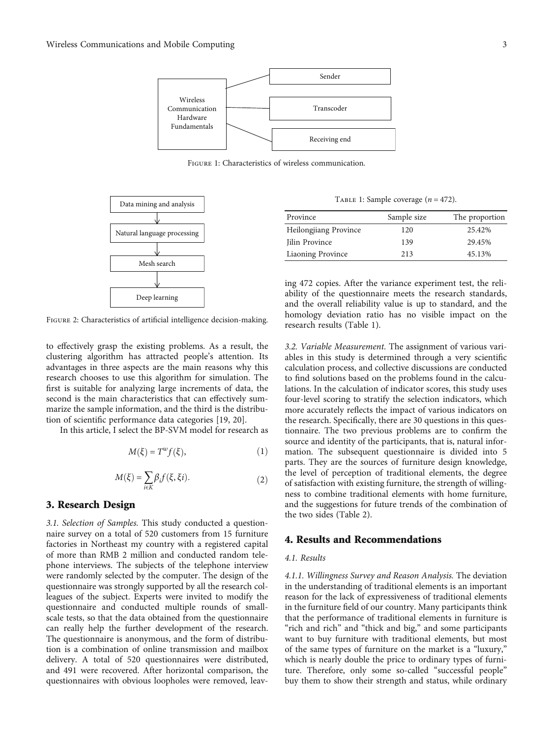Wireless Communication Hardware Fundamentals

Sender

Transcoder

Receiving end

Figure 1: Characteristics of wireless communication.

Data mining and analysis

Natural language processing

Mesh search

Deep learning

Figure 2: Characteristics of artificial intelligence decision-making.

to effectively grasp the existing problems. As a result, the clustering algorithm has attracted people's attention. Its advantages in three aspects are the main reasons why this research chooses to use this algorithm for simulation. The first is suitable for analyzing large increments of data, the second is the main characteristics that can effectively summarize the sample information, and the third is the distribution of scientific performance data categories [19, 20].

In this article, I select the BP-SVM model for research as

$$M(\xi) = T^{\omega} f(\xi), \tag{1}$$

$$M(\xi) = \sum_{i \in K} \beta_i f(\xi, \xi i). \tag{2}$$

## 3. Research Design

*3.1. Selection of Samples.* This study conducted a questionnaire survey on a total of 520 customers from 15 furniture factories in Northeast my country with a registered capital of more than RMB 2 million and conducted random telephone interviews. The subjects of the telephone interview were randomly selected by the computer. The design of the questionnaire was strongly supported by all the research colleagues of the subject. Experts were invited to modify the questionnaire and conducted multiple rounds of small-scale tests, so that the data obtained from the questionnaire can really help the further development of the research. The questionnaire is anonymous, and the form of distribution is a combination of online transmission and mailbox delivery. A total of 520 questionnaires were distributed, and 491 were recovered. After horizontal comparison, the questionnaires with obvious loopholes were removed, leaving 472 copies. After the variance experiment test, the reliability of the questionnaire meets the research standards, and the overall reliability value is up to standard, and the homology deviation ratio has no visible impact on the research results (Table 1).

Table 1: Sample coverage ($n = 472$).

| Province | Sample size | The proportion |
| --- | --- | --- |
| Heilongjiang Province | 120 | 25.42% |
| Jilin Province | 139 | 29.45% |
| Liaoning Province | 213 | 45.13% |

*3.2. Variable Measurement.* The assignment of various variables in this study is determined through a very scientific calculation process, and collective discussions are conducted to find solutions based on the problems found in the calculations. In the calculation of indicator scores, this study uses four-level scoring to stratify the selection indicators, which more accurately reflects the impact of various indicators on the research. Specifically, there are 30 questions in this questionnaire. The two previous problems are to confirm the source and identity of the participants, that is, natural information. The subsequent questionnaire is divided into 5 parts. They are the sources of furniture design knowledge, the level of perception of traditional elements, the degree of satisfaction with existing furniture, the strength of willingness to combine traditional elements with home furniture, and the suggestions for future trends of the combination of the two sides (Table 2).

## 4. Results and Recommendations

### *4.1. Results*

*4.1.1. Willingness Survey and Reason Analysis.* The deviation in the understanding of traditional elements is an important reason for the lack of expressiveness of traditional elements in the furniture field of our country. Many participants think that the performance of traditional elements in furniture is "rich and rich" and "thick and big," and some participants want to buy furniture with traditional elements, but most of the same types of furniture on the market is a "luxury," which is nearly double the price to ordinary types of furniture. Therefore, only some so-called "successful people" buy them to show their strength and status, while ordinary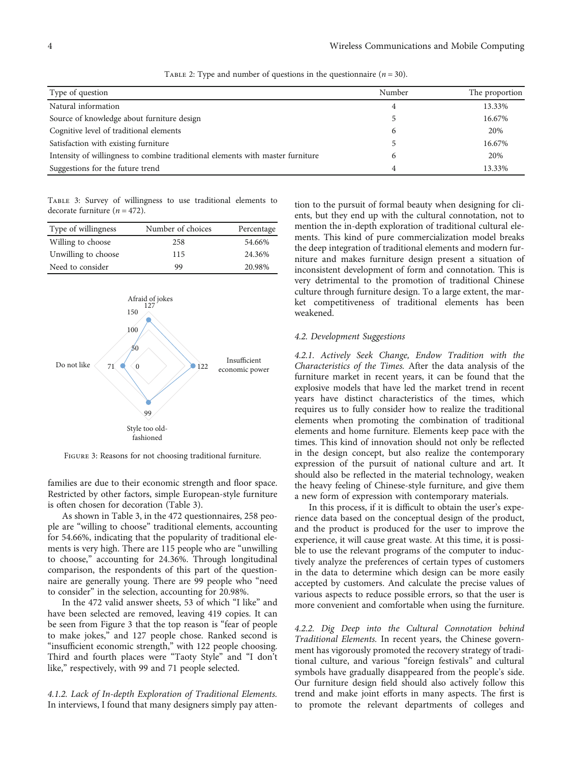Table 2: Type and number of questions in the questionnaire ($n = 30$).

| Type of question | Number | The proportion |
|---|---|---|
| Natural information | 4 | 13.33% |
| Source of knowledge about furniture design | 5 | 16.67% |
| Cognitive level of traditional elements | 6 | 20% |
| Satisfaction with existing furniture | 5 | 16.67% |
| Intensity of willingness to combine traditional elements with master furniture | 6 | 20% |
| Suggestions for the future trend | 4 | 13.33% |

Table 3: Survey of willingness to use traditional elements to decorate furniture ($n = 472$).

| Type of willingness | Number of choices | Percentage |
|---|---|---|
| Willing to choose | 258 | 54.66% |
| Unwilling to choose | 115 | 24.36% |
| Need to consider | 99 | 20.98% |

Figure 3: Reasons for not choosing traditional furniture.

families are due to their economic strength and floor space. Restricted by other factors, simple European-style furniture is often chosen for decoration (Table 3).

As shown in Table 3, in the 472 questionnaires, 258 people are "willing to choose" traditional elements, accounting for 54.66%, indicating that the popularity of traditional elements is very high. There are 115 people who are "unwilling to choose," accounting for 24.36%. Through longitudinal comparison, the respondents of this part of the questionnaire are generally young. There are 99 people who "need to consider" in the selection, accounting for 20.98%.

In the 472 valid answer sheets, 53 of which "I like" and have been selected are removed, leaving 419 copies. It can be seen from Figure 3 that the top reason is "fear of people to make jokes," and 127 people chose. Ranked second is "insufficient economic strength," with 122 people choosing. Third and fourth places were "Taoty Style" and "I don't like," respectively, with 99 and 71 people selected.

*4.1.2. Lack of In-depth Exploration of Traditional Elements.* In interviews, I found that many designers simply pay attention to the pursuit of formal beauty when designing for clients, but they end up with the cultural connotation, not to mention the in-depth exploration of traditional cultural elements. This kind of pure commercialization model breaks the deep integration of traditional elements and modern furniture and makes furniture design present a situation of inconsistent development of form and connotation. This is very detrimental to the promotion of traditional Chinese culture through furniture design. To a large extent, the market competitiveness of traditional elements has been weakened.

### 4.2. Development Suggestions

*4.2.1. Actively Seek Change, Endow Tradition with the Characteristics of the Times.* After the data analysis of the furniture market in recent years, it can be found that the explosive models that have led the market trend in recent years have distinct characteristics of the times, which requires us to fully consider how to realize the traditional elements when promoting the combination of traditional elements and home furniture. Elements keep pace with the times. This kind of innovation should not only be reflected in the design concept, but also realize the contemporary expression of the pursuit of national culture and art. It should also be reflected in the material technology, weaken the heavy feeling of Chinese-style furniture, and give them a new form of expression with contemporary materials.

In this process, if it is difficult to obtain the user's experience data based on the conceptual design of the product, and the product is produced for the user to improve the experience, it will cause great waste. At this time, it is possible to use the relevant programs of the computer to inductively analyze the preferences of certain types of customers in the data to determine which design can be more easily accepted by customers. And calculate the precise values of various aspects to reduce possible errors, so that the user is more convenient and comfortable when using the furniture.

*4.2.2. Dig Deep into the Cultural Connotation behind Traditional Elements.* In recent years, the Chinese government has vigorously promoted the recovery strategy of traditional culture, and various "foreign festivals" and cultural symbols have gradually disappeared from the people's side. Our furniture design field should also actively follow this trend and make joint efforts in many aspects. The first is to promote the relevant departments of colleges and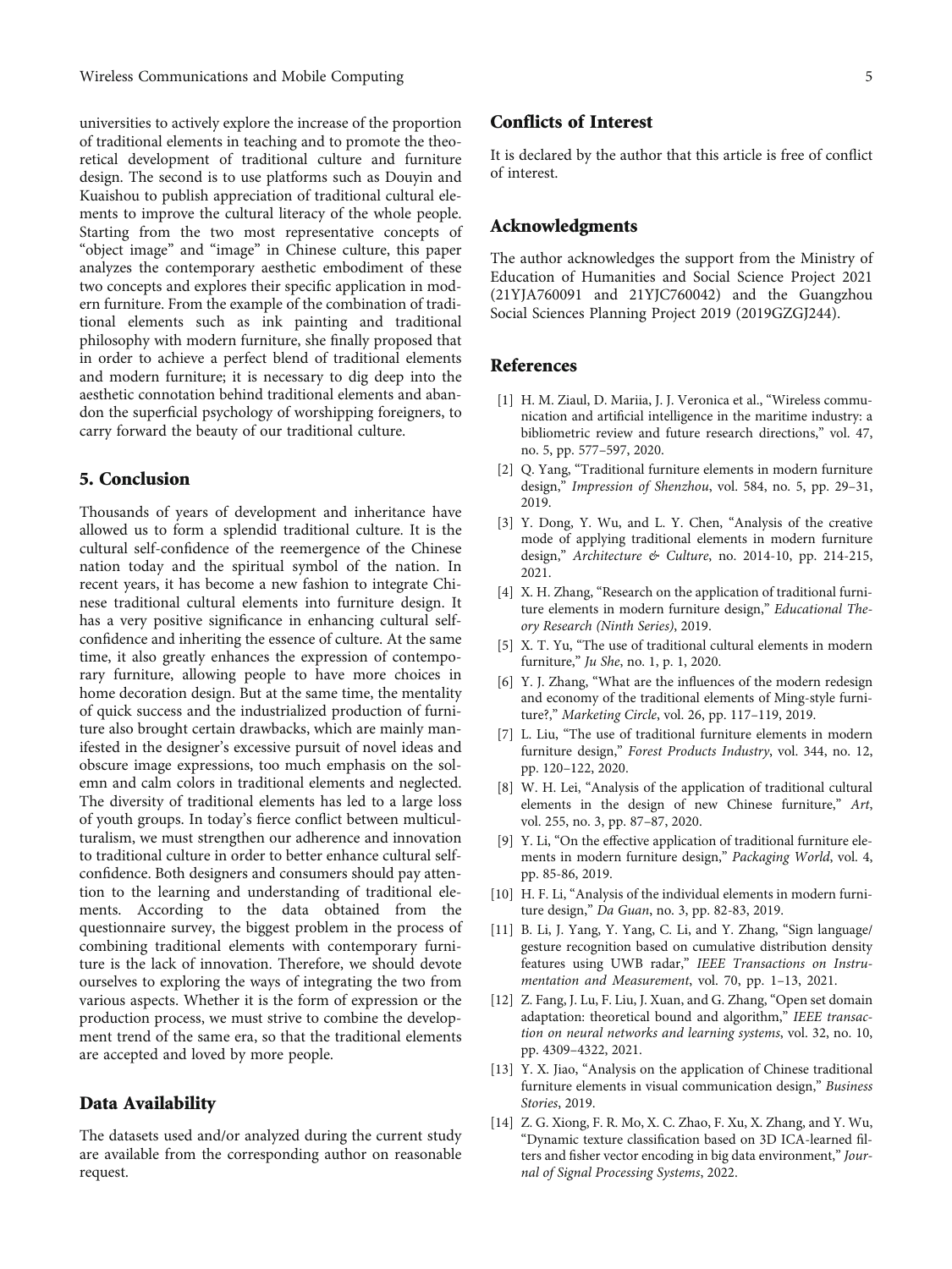universities to actively explore the increase of the proportion of traditional elements in teaching and to promote the theoretical development of traditional culture and furniture design. The second is to use platforms such as Douyin and Kuaishou to publish appreciation of traditional cultural elements to improve the cultural literacy of the whole people. Starting from the two most representative concepts of "object image" and "image" in Chinese culture, this paper analyzes the contemporary aesthetic embodiment of these two concepts and explores their specific application in modern furniture. From the example of the combination of traditional elements such as ink painting and traditional philosophy with modern furniture, she finally proposed that in order to achieve a perfect blend of traditional elements and modern furniture; it is necessary to dig deep into the aesthetic connotation behind traditional elements and abandon the superficial psychology of worshipping foreigners, to carry forward the beauty of our traditional culture.

## 5. Conclusion

Thousands of years of development and inheritance have allowed us to form a splendid traditional culture. It is the cultural self-confidence of the reemergence of the Chinese nation today and the spiritual symbol of the nation. In recent years, it has become a new fashion to integrate Chinese traditional cultural elements into furniture design. It has a very positive significance in enhancing cultural self-confidence and inheriting the essence of culture. At the same time, it also greatly enhances the expression of contemporary furniture, allowing people to have more choices in home decoration design. But at the same time, the mentality of quick success and the industrialized production of furniture also brought certain drawbacks, which are mainly manifested in the designer's excessive pursuit of novel ideas and obscure image expressions, too much emphasis on the solemn and calm colors in traditional elements and neglected. The diversity of traditional elements has led to a large loss of youth groups. In today's fierce conflict between multiculturalism, we must strengthen our adherence and innovation to traditional culture in order to better enhance cultural self-confidence. Both designers and consumers should pay attention to the learning and understanding of traditional elements. According to the data obtained from the questionnaire survey, the biggest problem in the process of combining traditional elements with contemporary furniture is the lack of innovation. Therefore, we should devote ourselves to exploring the ways of integrating the two from various aspects. Whether it is the form of expression or the production process, we must strive to combine the development trend of the same era, so that the traditional elements are accepted and loved by more people.

## Data Availability

The datasets used and/or analyzed during the current study are available from the corresponding author on reasonable request.

## Conflicts of Interest

It is declared by the author that this article is free of conflict of interest.

## Acknowledgments

The author acknowledges the support from the Ministry of Education of Humanities and Social Science Project 2021 (21YJA760091 and 21YJC760042) and the Guangzhou Social Sciences Planning Project 2019 (2019GZGJ244).

## References

[1] H. M. Ziaul, D. Mariia, J. J. Veronica et al., "Wireless communication and artificial intelligence in the maritime industry: a bibliometric review and future research directions," vol. 47, no. 5, pp. 577–597, 2020.

[2] Q. Yang, "Traditional furniture elements in modern furniture design," *Impression of Shenzhou*, vol. 584, no. 5, pp. 29–31, 2019.

[3] Y. Dong, Y. Wu, and L. Y. Chen, "Analysis of the creative mode of applying traditional elements in modern furniture design," *Architecture & Culture*, no. 2014-10, pp. 214-215, 2021.

[4] X. H. Zhang, "Research on the application of traditional furniture elements in modern furniture design," *Educational Theory Research (Ninth Series)*, 2019.

[5] X. T. Yu, "The use of traditional cultural elements in modern furniture," *Ju She*, no. 1, p. 1, 2020.

[6] Y. J. Zhang, "What are the influences of the modern redesign and economy of the traditional elements of Ming-style furniture?," *Marketing Circle*, vol. 26, pp. 117–119, 2019.

[7] L. Liu, "The use of traditional furniture elements in modern furniture design," *Forest Products Industry*, vol. 344, no. 12, pp. 120–122, 2020.

[8] W. H. Lei, "Analysis of the application of traditional cultural elements in the design of new Chinese furniture," *Art*, vol. 255, no. 3, pp. 87–87, 2020.

[9] Y. Li, "On the effective application of traditional furniture elements in modern furniture design," *Packaging World*, vol. 4, pp. 85-86, 2019.

[10] H. F. Li, "Analysis of the individual elements in modern furniture design," *Da Guan*, no. 3, pp. 82-83, 2019.

[11] B. Li, J. Yang, Y. Yang, C. Li, and Y. Zhang, "Sign language/gesture recognition based on cumulative distribution density features using UWB radar," *IEEE Transactions on Instrumentation and Measurement*, vol. 70, pp. 1–13, 2021.

[12] Z. Fang, J. Lu, F. Liu, J. Xuan, and G. Zhang, "Open set domain adaptation: theoretical bound and algorithm," *IEEE transaction on neural networks and learning systems*, vol. 32, no. 10, pp. 4309–4322, 2021.

[13] Y. X. Jiao, "Analysis on the application of Chinese traditional furniture elements in visual communication design," *Business Stories*, 2019.

[14] Z. G. Xiong, F. R. Mo, X. C. Zhao, F. Xu, X. Zhang, and Y. Wu, "Dynamic texture classification based on 3D ICA-learned filters and fisher vector encoding in big data environment," *Journal of Signal Processing Systems*, 2022.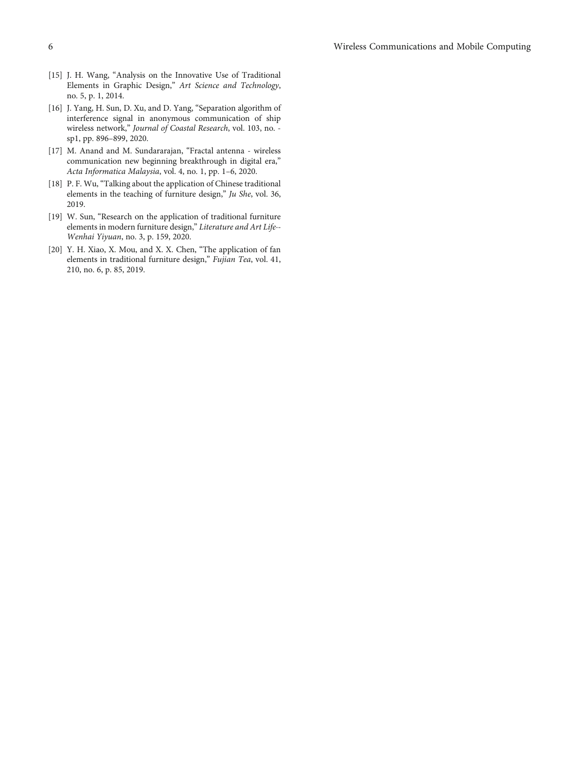[15] J. H. Wang, "Analysis on the Innovative Use of Traditional Elements in Graphic Design," *Art Science and Technology*, no. 5, p. 1, 2014.

[16] J. Yang, H. Sun, D. Xu, and D. Yang, "Separation algorithm of interference signal in anonymous communication of ship wireless network," *Journal of Coastal Research*, vol. 103, no. -sp1, pp. 896–899, 2020.

[17] M. Anand and M. Sundararajan, "Fractal antenna - wireless communication new beginning breakthrough in digital era," *Acta Informatica Malaysia*, vol. 4, no. 1, pp. 1–6, 2020.

[18] P. F. Wu, "Talking about the application of Chinese traditional elements in the teaching of furniture design," *Ju She*, vol. 36, 2019.

[19] W. Sun, "Research on the application of traditional furniture elements in modern furniture design," *Literature and Art Life·-Wenhai Yiyuan*, no. 3, p. 159, 2020.

[20] Y. H. Xiao, X. Mou, and X. X. Chen, "The application of fan elements in traditional furniture design," *Fujian Tea*, vol. 41, 210, no. 6, p. 85, 2019.